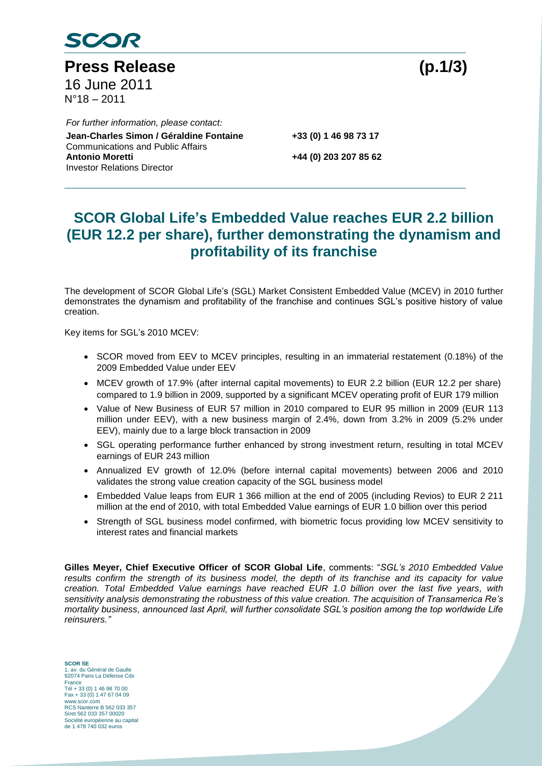# Press Release

16 June 2011
N°18 – 2011

*For further information, please contact:*

**Jean-Charles Simon / Géraldine Fontaine** **+33 (0) 1 46 98 73 17**
Communications and Public Affairs
**Antonio Moretti** **+44 (0) 203 207 85 62**
Investor Relations Director

## SCOR Global Life's Embedded Value reaches EUR 2.2 billion (EUR 12.2 per share), further demonstrating the dynamism and profitability of its franchise

The development of SCOR Global Life's (SGL) Market Consistent Embedded Value (MCEV) in 2010 further demonstrates the dynamism and profitability of the franchise and continues SGL's positive history of value creation.

Key items for SGL's 2010 MCEV:

- SCOR moved from EEV to MCEV principles, resulting in an immaterial restatement (0.18%) of the 2009 Embedded Value under EEV
- MCEV growth of 17.9% (after internal capital movements) to EUR 2.2 billion (EUR 12.2 per share) compared to 1.9 billion in 2009, supported by a significant MCEV operating profit of EUR 179 million
- Value of New Business of EUR 57 million in 2010 compared to EUR 95 million in 2009 (EUR 113 million under EEV), with a new business margin of 2.4%, down from 3.2% in 2009 (5.2% under EEV), mainly due to a large block transaction in 2009
- SGL operating performance further enhanced by strong investment return, resulting in total MCEV earnings of EUR 243 million
- Annualized EV growth of 12.0% (before internal capital movements) between 2006 and 2010 validates the strong value creation capacity of the SGL business model
- Embedded Value leaps from EUR 1 366 million at the end of 2005 (including Revios) to EUR 2 211 million at the end of 2010, with total Embedded Value earnings of EUR 1.0 billion over this period
- Strength of SGL business model confirmed, with biometric focus providing low MCEV sensitivity to interest rates and financial markets

**Gilles Meyer, Chief Executive Officer of SCOR Global Life**, comments: "*SGL's 2010 Embedded Value results confirm the strength of its business model, the depth of its franchise and its capacity for value creation. Total Embedded Value earnings have reached EUR 1.0 billion over the last five years, with sensitivity analysis demonstrating the robustness of this value creation. The acquisition of Transamerica Re's mortality business, announced last April, will further consolidate SGL's position among the top worldwide Life reinsurers.*"

**SCOR SE**
1, av. du Général de Gaulle
92074 Paris La Défense Cdx
France
Tél + 33 (0) 1 46 98 70 00
Fax + 33 (0) 1 47 67 04 09
www.scor.com
RCS Nanterre B 562 033 357
Siret 562 033 357 00020
Société européenne au capital de 1 478 740 032 euros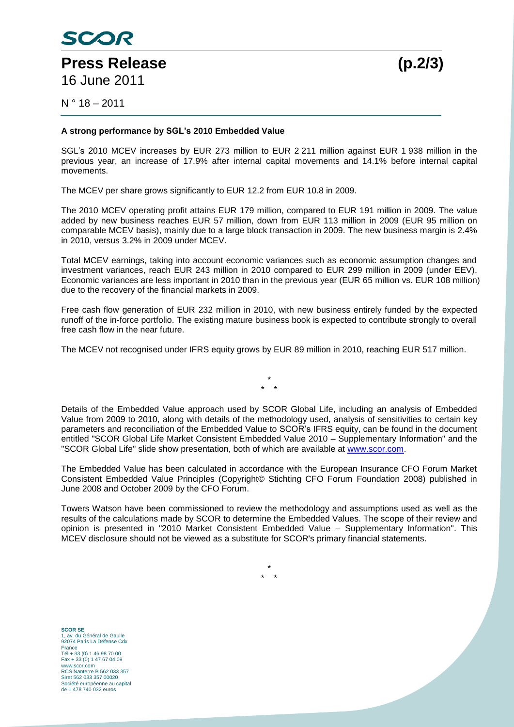**A strong performance by SGL's 2010 Embedded Value**

SGL's 2010 MCEV increases by EUR 273 million to EUR 2 211 million against EUR 1 938 million in the previous year, an increase of 17.9% after internal capital movements and 14.1% before internal capital movements.

The MCEV per share grows significantly to EUR 12.2 from EUR 10.8 in 2009.

The 2010 MCEV operating profit attains EUR 179 million, compared to EUR 191 million in 2009. The value added by new business reaches EUR 57 million, down from EUR 113 million in 2009 (EUR 95 million on comparable MCEV basis), mainly due to a large block transaction in 2009. The new business margin is 2.4% in 2010, versus 3.2% in 2009 under MCEV.

Total MCEV earnings, taking into account economic variances such as economic assumption changes and investment variances, reach EUR 243 million in 2010 compared to EUR 299 million in 2009 (under EEV). Economic variances are less important in 2010 than in the previous year (EUR 65 million vs. EUR 108 million) due to the recovery of the financial markets in 2009.

Free cash flow generation of EUR 232 million in 2010, with new business entirely funded by the expected runoff of the in-force portfolio. The existing mature business book is expected to contribute strongly to overall free cash flow in the near future.

The MCEV not recognised under IFRS equity grows by EUR 89 million in 2010, reaching EUR 517 million.

\*
\* \*

Details of the Embedded Value approach used by SCOR Global Life, including an analysis of Embedded Value from 2009 to 2010, along with details of the methodology used, analysis of sensitivities to certain key parameters and reconciliation of the Embedded Value to SCOR's IFRS equity, can be found in the document entitled "SCOR Global Life Market Consistent Embedded Value 2010 – Supplementary Information" and the "SCOR Global Life" slide show presentation, both of which are available at www.scor.com.

The Embedded Value has been calculated in accordance with the European Insurance CFO Forum Market Consistent Embedded Value Principles (Copyright© Stichting CFO Forum Foundation 2008) published in June 2008 and October 2009 by the CFO Forum.

Towers Watson have been commissioned to review the methodology and assumptions used as well as the results of the calculations made by SCOR to determine the Embedded Values. The scope of their review and opinion is presented in "2010 Market Consistent Embedded Value – Supplementary Information". This MCEV disclosure should not be viewed as a substitute for SCOR's primary financial statements.

\*
\* \*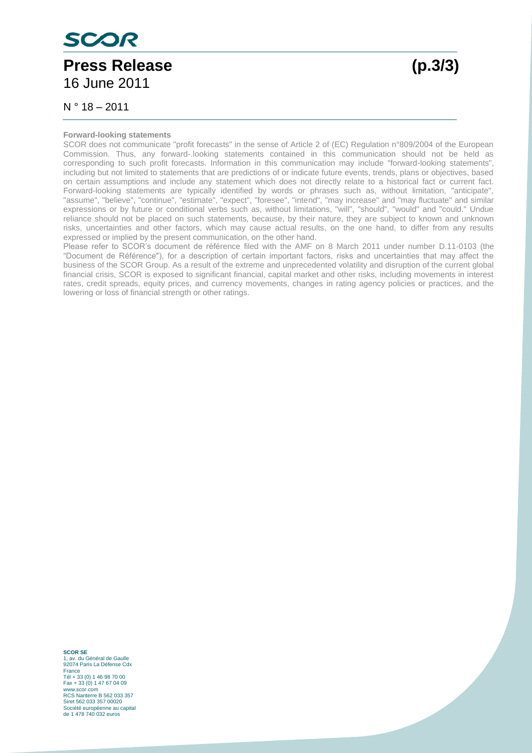**Forward-looking statements**

SCOR does not communicate "profit forecasts" in the sense of Article 2 of (EC) Regulation n°809/2004 of the European Commission. Thus, any forward-.looking statements contained in this communication should not be held as corresponding to such profit forecasts. Information in this communication may include "forward-looking statements", including but not limited to statements that are predictions of or indicate future events, trends, plans or objectives, based on certain assumptions and include any statement which does not directly relate to a historical fact or current fact. Forward-looking statements are typically identified by words or phrases such as, without limitation, "anticipate", "assume", "believe", "continue", "estimate", "expect", "foresee", "intend", "may increase" and "may fluctuate" and similar expressions or by future or conditional verbs such as, without limitations, "will", "should", "would" and "could." Undue reliance should not be placed on such statements, because, by their nature, they are subject to known and unknown risks, uncertainties and other factors, which may cause actual results, on the one hand, to differ from any results expressed or implied by the present communication, on the other hand.

Please refer to SCOR's document de référence filed with the AMF on 8 March 2011 under number D.11-0103 (the "Document de Référence"), for a description of certain important factors, risks and uncertainties that may affect the business of the SCOR Group. As a result of the extreme and unprecedented volatility and disruption of the current global financial crisis, SCOR is exposed to significant financial, capital market and other risks, including movements in interest rates, credit spreads, equity prices, and currency movements, changes in rating agency policies or practices, and the lowering or loss of financial strength or other ratings.

**SCOR SE**
1, av. du Général de Gaulle
92074 Paris La Défense Cdx
France
Tél + 33 (0) 1 46 98 70 00
Fax + 33 (0) 1 47 67 04 09
www.scor.com
RCS Nanterre B 562 033 357
Siret 562 033 357 00020
Société européenne au capital
de 1 478 740 032 euros